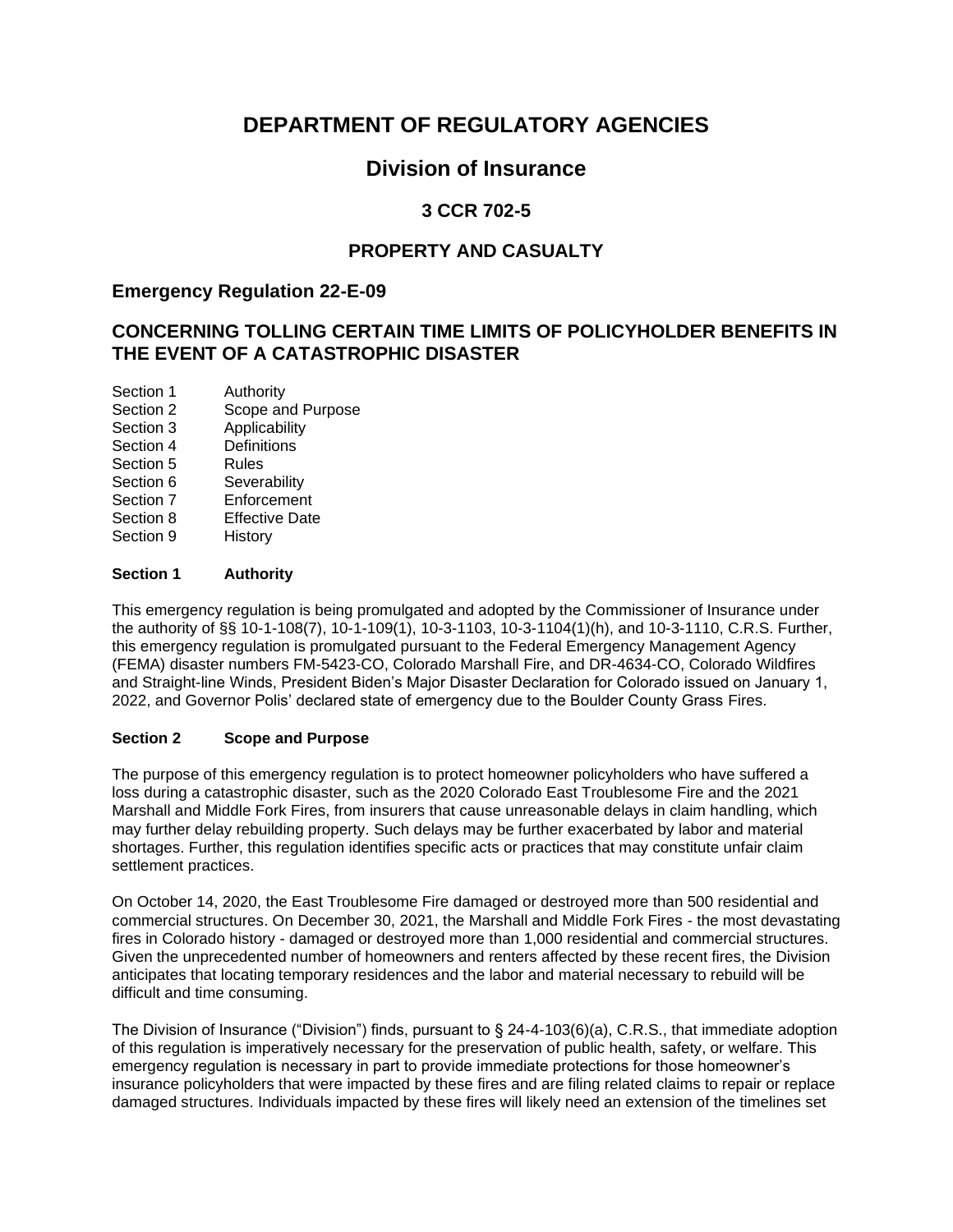# DEPARTMENT OF REGULATORY AGENCIES

## Division of Insurance

### 3 CCR 702-5

### PROPERTY AND CASUALTY

### Emergency Regulation 22-E-09

### CONCERNING TOLLING CERTAIN TIME LIMITS OF POLICYHOLDER BENEFITS IN THE EVENT OF A CATASTROPHIC DISASTER

Section 1 Authority
Section 2 Scope and Purpose
Section 3 Applicability
Section 4 Definitions
Section 5 Rules
Section 6 Severability
Section 7 Enforcement
Section 8 Effective Date
Section 9 History

**Section 1 Authority**

This emergency regulation is being promulgated and adopted by the Commissioner of Insurance under the authority of §§ 10-1-108(7), 10-1-109(1), 10-3-1103, 10-3-1104(1)(h), and 10-3-1110, C.R.S. Further, this emergency regulation is promulgated pursuant to the Federal Emergency Management Agency (FEMA) disaster numbers FM-5423-CO, Colorado Marshall Fire, and DR-4634-CO, Colorado Wildfires and Straight-line Winds, President Biden's Major Disaster Declaration for Colorado issued on January 1, 2022, and Governor Polis' declared state of emergency due to the Boulder County Grass Fires.

**Section 2 Scope and Purpose**

The purpose of this emergency regulation is to protect homeowner policyholders who have suffered a loss during a catastrophic disaster, such as the 2020 Colorado East Troublesome Fire and the 2021 Marshall and Middle Fork Fires, from insurers that cause unreasonable delays in claim handling, which may further delay rebuilding property. Such delays may be further exacerbated by labor and material shortages. Further, this regulation identifies specific acts or practices that may constitute unfair claim settlement practices.

On October 14, 2020, the East Troublesome Fire damaged or destroyed more than 500 residential and commercial structures. On December 30, 2021, the Marshall and Middle Fork Fires - the most devastating fires in Colorado history - damaged or destroyed more than 1,000 residential and commercial structures. Given the unprecedented number of homeowners and renters affected by these recent fires, the Division anticipates that locating temporary residences and the labor and material necessary to rebuild will be difficult and time consuming.

The Division of Insurance ("Division") finds, pursuant to § 24-4-103(6)(a), C.R.S., that immediate adoption of this regulation is imperatively necessary for the preservation of public health, safety, or welfare. This emergency regulation is necessary in part to provide immediate protections for those homeowner's insurance policyholders that were impacted by these fires and are filing related claims to repair or replace damaged structures. Individuals impacted by these fires will likely need an extension of the timelines set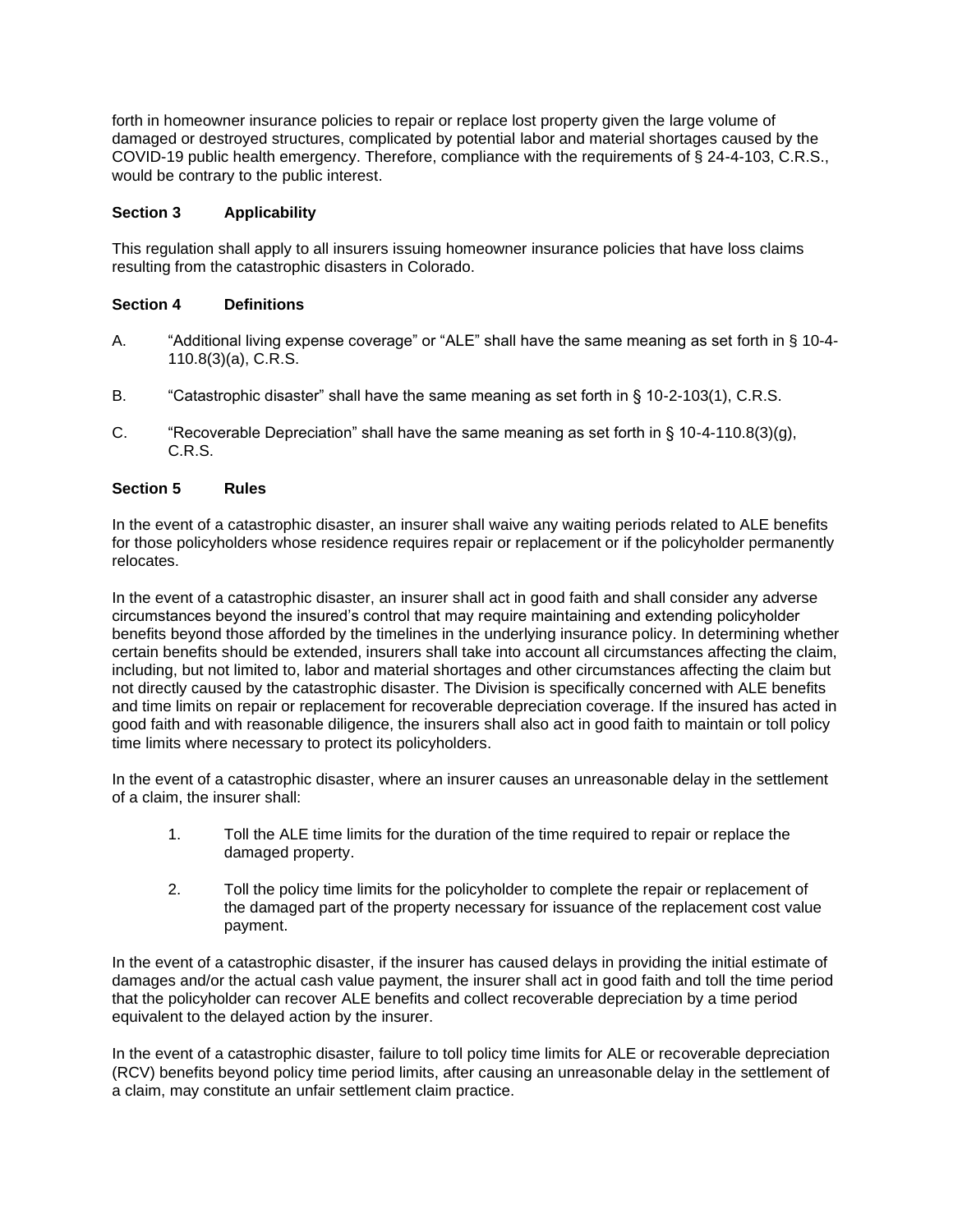forth in homeowner insurance policies to repair or replace lost property given the large volume of damaged or destroyed structures, complicated by potential labor and material shortages caused by the COVID-19 public health emergency. Therefore, compliance with the requirements of § 24-4-103, C.R.S., would be contrary to the public interest.

## Section 3 Applicability

This regulation shall apply to all insurers issuing homeowner insurance policies that have loss claims resulting from the catastrophic disasters in Colorado.

## Section 4 Definitions

A. "Additional living expense coverage" or "ALE" shall have the same meaning as set forth in § 10-4-110.8(3)(a), C.R.S.

B. "Catastrophic disaster" shall have the same meaning as set forth in § 10-2-103(1), C.R.S.

C. "Recoverable Depreciation" shall have the same meaning as set forth in § 10-4-110.8(3)(g), C.R.S.

## Section 5 Rules

In the event of a catastrophic disaster, an insurer shall waive any waiting periods related to ALE benefits for those policyholders whose residence requires repair or replacement or if the policyholder permanently relocates.

In the event of a catastrophic disaster, an insurer shall act in good faith and shall consider any adverse circumstances beyond the insured's control that may require maintaining and extending policyholder benefits beyond those afforded by the timelines in the underlying insurance policy. In determining whether certain benefits should be extended, insurers shall take into account all circumstances affecting the claim, including, but not limited to, labor and material shortages and other circumstances affecting the claim but not directly caused by the catastrophic disaster. The Division is specifically concerned with ALE benefits and time limits on repair or replacement for recoverable depreciation coverage. If the insured has acted in good faith and with reasonable diligence, the insurers shall also act in good faith to maintain or toll policy time limits where necessary to protect its policyholders.

In the event of a catastrophic disaster, where an insurer causes an unreasonable delay in the settlement of a claim, the insurer shall:

1. Toll the ALE time limits for the duration of the time required to repair or replace the damaged property.

2. Toll the policy time limits for the policyholder to complete the repair or replacement of the damaged part of the property necessary for issuance of the replacement cost value payment.

In the event of a catastrophic disaster, if the insurer has caused delays in providing the initial estimate of damages and/or the actual cash value payment, the insurer shall act in good faith and toll the time period that the policyholder can recover ALE benefits and collect recoverable depreciation by a time period equivalent to the delayed action by the insurer.

In the event of a catastrophic disaster, failure to toll policy time limits for ALE or recoverable depreciation (RCV) benefits beyond policy time period limits, after causing an unreasonable delay in the settlement of a claim, may constitute an unfair settlement claim practice.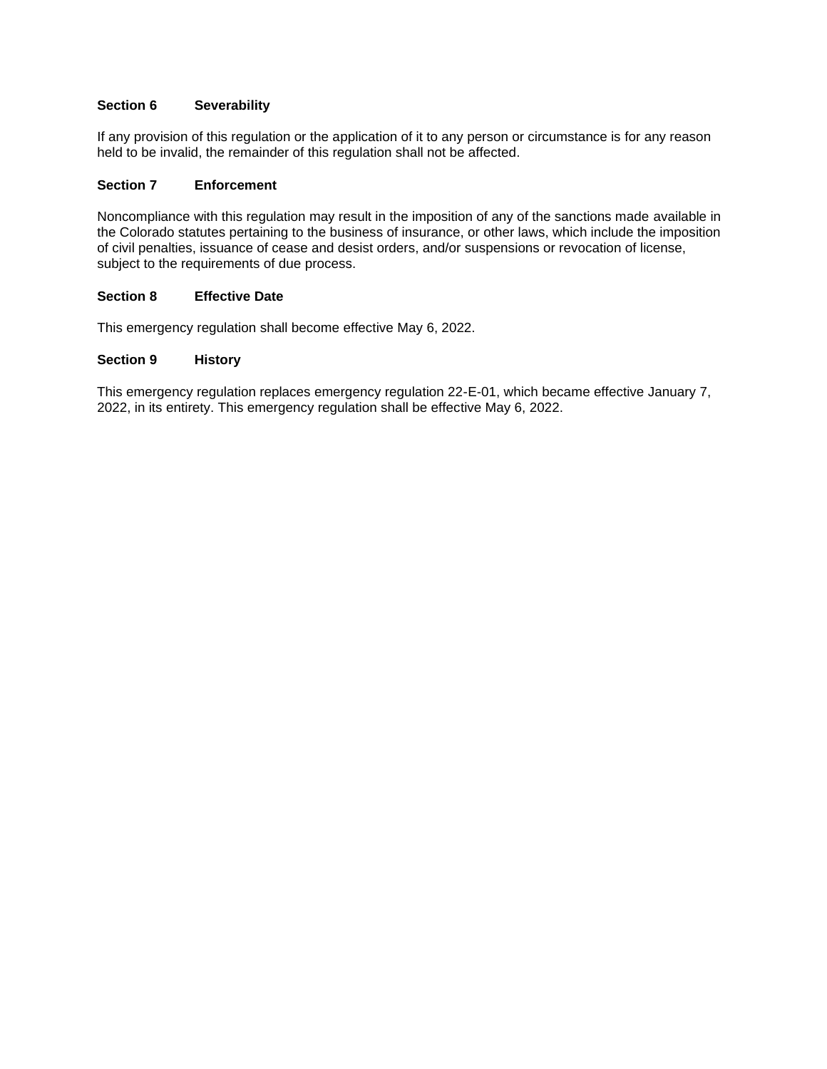## Section 6 Severability

If any provision of this regulation or the application of it to any person or circumstance is for any reason held to be invalid, the remainder of this regulation shall not be affected.

## Section 7 Enforcement

Noncompliance with this regulation may result in the imposition of any of the sanctions made available in the Colorado statutes pertaining to the business of insurance, or other laws, which include the imposition of civil penalties, issuance of cease and desist orders, and/or suspensions or revocation of license, subject to the requirements of due process.

## Section 8 Effective Date

This emergency regulation shall become effective May 6, 2022.

## Section 9 History

This emergency regulation replaces emergency regulation 22-E-01, which became effective January 7, 2022, in its entirety. This emergency regulation shall be effective May 6, 2022.